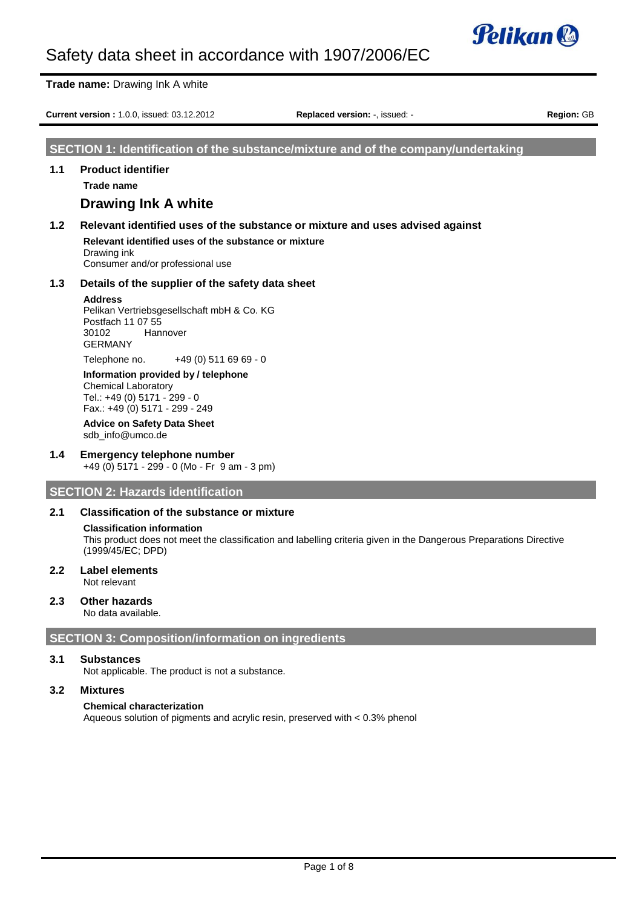# Safety data sheet in accordance with 1907/2006/EC

**Trade name:** Drawing Ink A white

**Current version :** 1.0.0, issued: 03.12.2012 **Replaced version:** -, issued: - **Region:** GB

## SECTION 1: Identification of the substance/mixture and of the company/undertaking

### 1.1 Product identifier

**Trade name**

**Drawing Ink A white**

### 1.2 Relevant identified uses of the substance or mixture and uses advised against

**Relevant identified uses of the substance or mixture**
Drawing ink
Consumer and/or professional use

### 1.3 Details of the supplier of the safety data sheet

**Address**
Pelikan Vertriebsgesellschaft mbH & Co. KG
Postfach 11 07 55
30102 Hannover
GERMANY

Telephone no. +49 (0) 511 69 69 - 0

**Information provided by / telephone**
Chemical Laboratory
Tel.: +49 (0) 5171 - 299 - 0
Fax.: +49 (0) 5171 - 299 - 249

**Advice on Safety Data Sheet**
sdb_info@umco.de

### 1.4 Emergency telephone number

+49 (0) 5171 - 299 - 0 (Mo - Fr 9 am - 3 pm)

## SECTION 2: Hazards identification

### 2.1 Classification of the substance or mixture

**Classification information**
This product does not meet the classification and labelling criteria given in the Dangerous Preparations Directive (1999/45/EC; DPD)

### 2.2 Label elements

Not relevant

### 2.3 Other hazards

No data available.

## SECTION 3: Composition/information on ingredients

### 3.1 Substances

Not applicable. The product is not a substance.

### 3.2 Mixtures

**Chemical characterization**
Aqueous solution of pigments and acrylic resin, preserved with < 0.3% phenol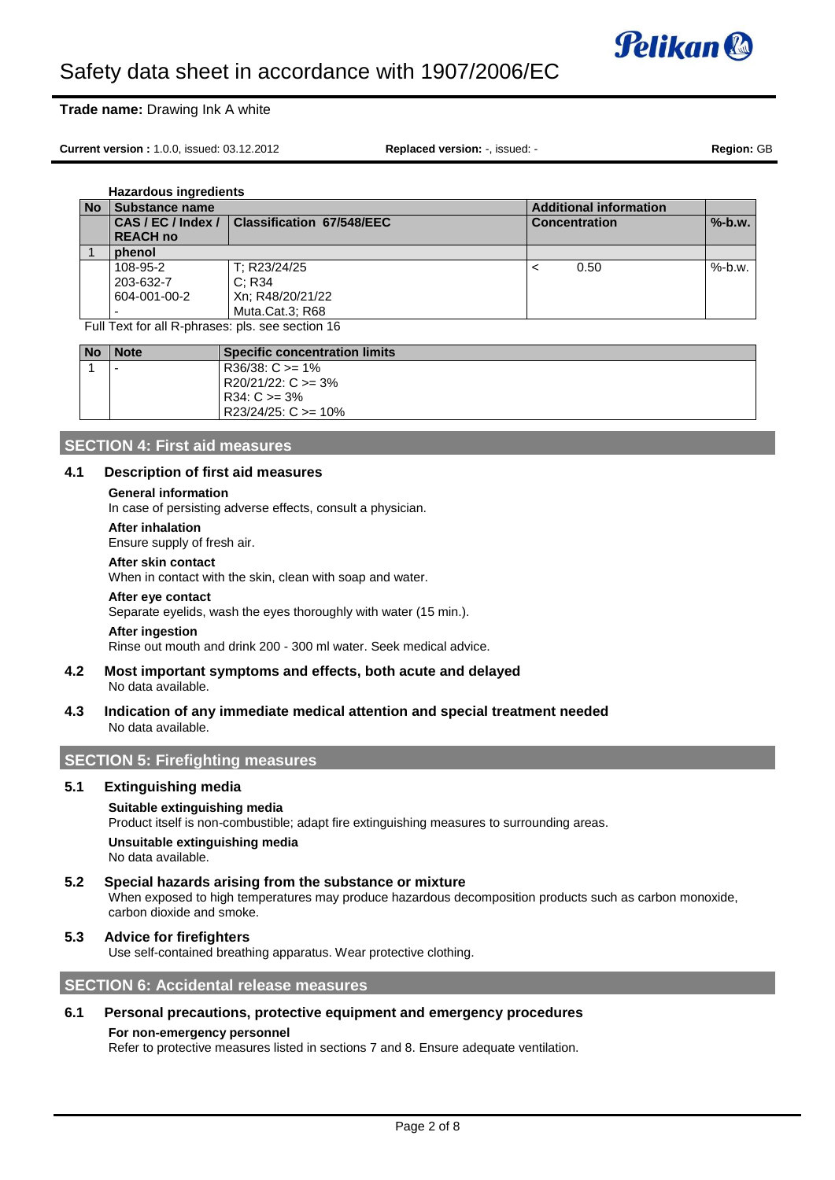**Hazardous ingredients**

| No | Substance name | | Additional information | |
|---|---|---|---|---|
| | CAS / EC / Index / REACH no | Classification 67/548/EEC | Concentration | %-b.w. |
| 1 | phenol | | | |
| | 108-95-2<br>203-632-7<br>604-001-00-2<br>- | T; R23/24/25<br>C; R34<br>Xn; R48/20/21/22<br>Muta.Cat.3; R68 | < 0.50 | %-b.w. |

Full Text for all R-phrases: pls. see section 16

| No | Note | Specific concentration limits |
|---|---|---|
| 1 | - | R36/38: C >= 1%<br>R20/21/22: C >= 3%<br>R34: C >= 3%<br>R23/24/25: C >= 10% |

## SECTION 4: First aid measures

### 4.1 Description of first aid measures

**General information**
In case of persisting adverse effects, consult a physician.

**After inhalation**
Ensure supply of fresh air.

**After skin contact**
When in contact with the skin, clean with soap and water.

**After eye contact**
Separate eyelids, wash the eyes thoroughly with water (15 min.).

**After ingestion**
Rinse out mouth and drink 200 - 300 ml water. Seek medical advice.

### 4.2 Most important symptoms and effects, both acute and delayed

No data available.

### 4.3 Indication of any immediate medical attention and special treatment needed

No data available.

## SECTION 5: Firefighting measures

### 5.1 Extinguishing media

**Suitable extinguishing media**
Product itself is non-combustible; adapt fire extinguishing measures to surrounding areas.

**Unsuitable extinguishing media**
No data available.

### 5.2 Special hazards arising from the substance or mixture

When exposed to high temperatures may produce hazardous decomposition products such as carbon monoxide, carbon dioxide and smoke.

### 5.3 Advice for firefighters

Use self-contained breathing apparatus. Wear protective clothing.

## SECTION 6: Accidental release measures

### 6.1 Personal precautions, protective equipment and emergency procedures

**For non-emergency personnel**
Refer to protective measures listed in sections 7 and 8. Ensure adequate ventilation.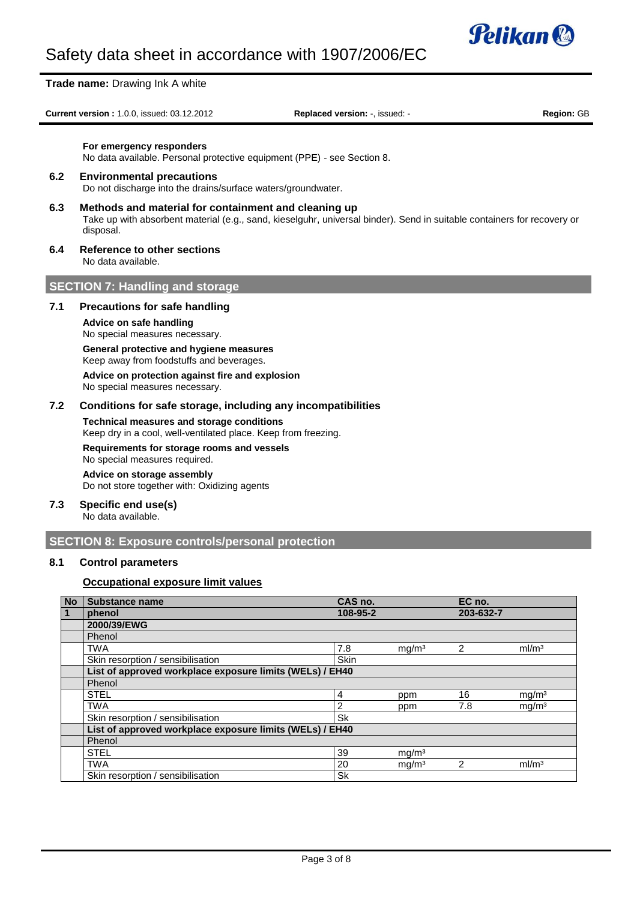**For emergency responders**
No data available. Personal protective equipment (PPE) - see Section 8.

### 6.2 Environmental precautions

Do not discharge into the drains/surface waters/groundwater.

### 6.3 Methods and material for containment and cleaning up

Take up with absorbent material (e.g., sand, kieselguhr, universal binder). Send in suitable containers for recovery or disposal.

### 6.4 Reference to other sections

No data available.

## SECTION 7: Handling and storage

### 7.1 Precautions for safe handling

**Advice on safe handling**
No special measures necessary.

**General protective and hygiene measures**
Keep away from foodstuffs and beverages.

**Advice on protection against fire and explosion**
No special measures necessary.

### 7.2 Conditions for safe storage, including any incompatibilities

**Technical measures and storage conditions**
Keep dry in a cool, well-ventilated place. Keep from freezing.

**Requirements for storage rooms and vessels**
No special measures required.

**Advice on storage assembly**
Do not store together with: Oxidizing agents

### 7.3 Specific end use(s)

No data available.

## SECTION 8: Exposure controls/personal protection

### 8.1 Control parameters

**Occupational exposure limit values**

| No | Substance name | CAS no. | | EC no. | |
|---|---|---|---|---|---|
| 1 | **phenol** | **108-95-2** | | **203-632-7** | |
| | **2000/39/EWG** | | | | |
| | Phenol | | | | |
| | TWA | 7.8 | mg/m³ | 2 | ml/m³ |
| | Skin resorption / sensibilisation | Skin | | | |
| | **List of approved workplace exposure limits (WELs) / EH40** | | | | |
| | Phenol | | | | |
| | STEL | 4 | ppm | 16 | mg/m³ |
| | TWA | 2 | ppm | 7.8 | mg/m³ |
| | Skin resorption / sensibilisation | Sk | | | |
| | **List of approved workplace exposure limits (WELs) / EH40** | | | | |
| | Phenol | | | | |
| | STEL | 39 | mg/m³ | | |
| | TWA | 20 | mg/m³ | 2 | ml/m³ |
| | Skin resorption / sensibilisation | Sk | | | |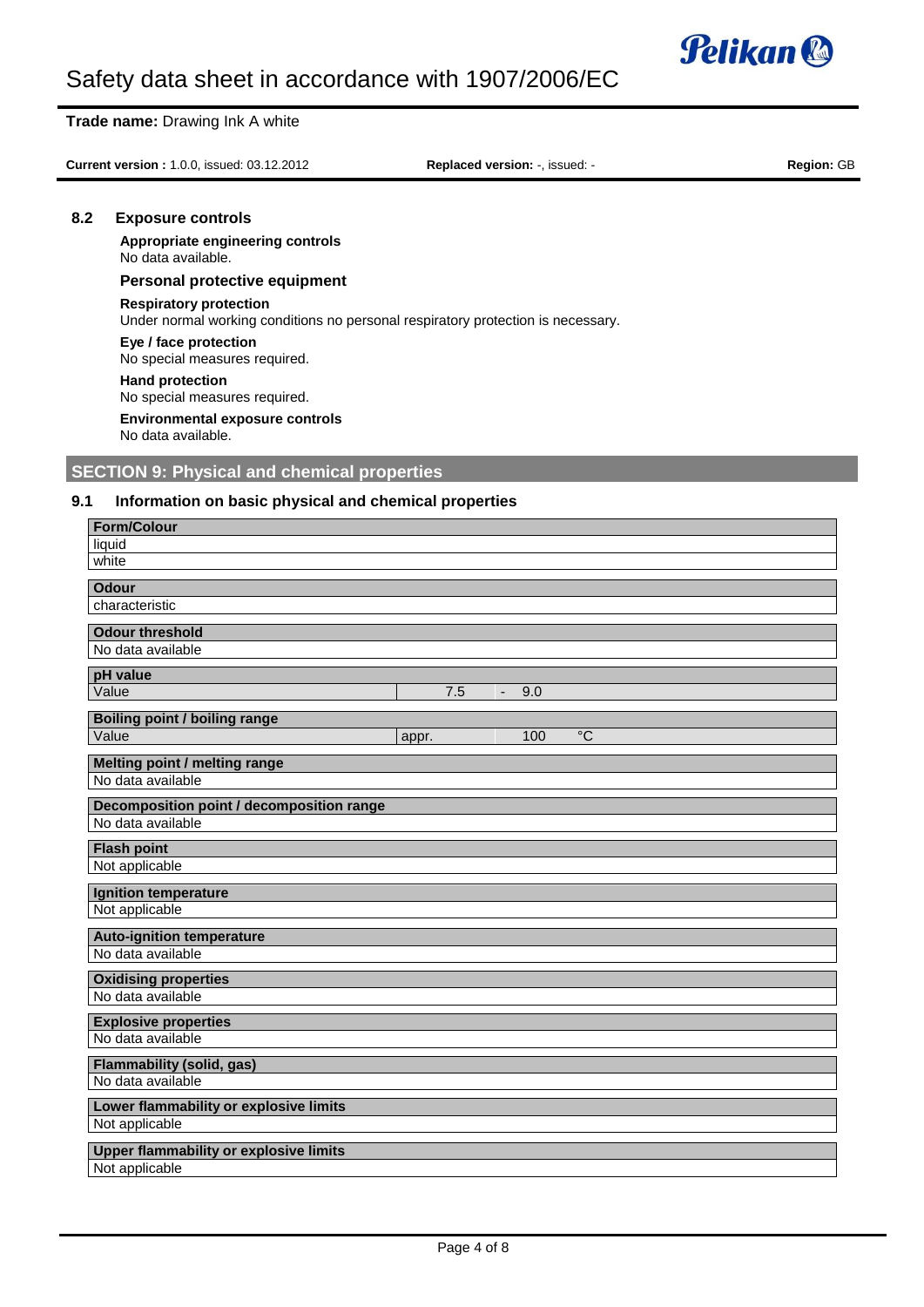### 8.2 Exposure controls

**Appropriate engineering controls**
No data available.

**Personal protective equipment**

**Respiratory protection**
Under normal working conditions no personal respiratory protection is necessary.

**Eye / face protection**
No special measures required.

**Hand protection**
No special measures required.

**Environmental exposure controls**
No data available.

## SECTION 9: Physical and chemical properties

### 9.1 Information on basic physical and chemical properties

| Form/Colour |
|---|
| liquid |
| white |

| Odour |
|---|
| characteristic |

| Odour threshold |
|---|
| No data available |

| pH value | | | |
|---|---|---|---|
| Value | 7.5 | - | 9.0 |

| Boiling point / boiling range | | | |
|---|---|---|---|
| Value | appr. | 100 | °C |

| Melting point / melting range |
|---|
| No data available |

| Decomposition point / decomposition range |
|---|
| No data available |

| Flash point |
|---|
| Not applicable |

| Ignition temperature |
|---|
| Not applicable |

| Auto-ignition temperature |
|---|
| No data available |

| Oxidising properties |
|---|
| No data available |

| Explosive properties |
|---|
| No data available |

| Flammability (solid, gas) |
|---|
| No data available |

| Lower flammability or explosive limits |
|---|
| Not applicable |

| Upper flammability or explosive limits |
|---|
| Not applicable |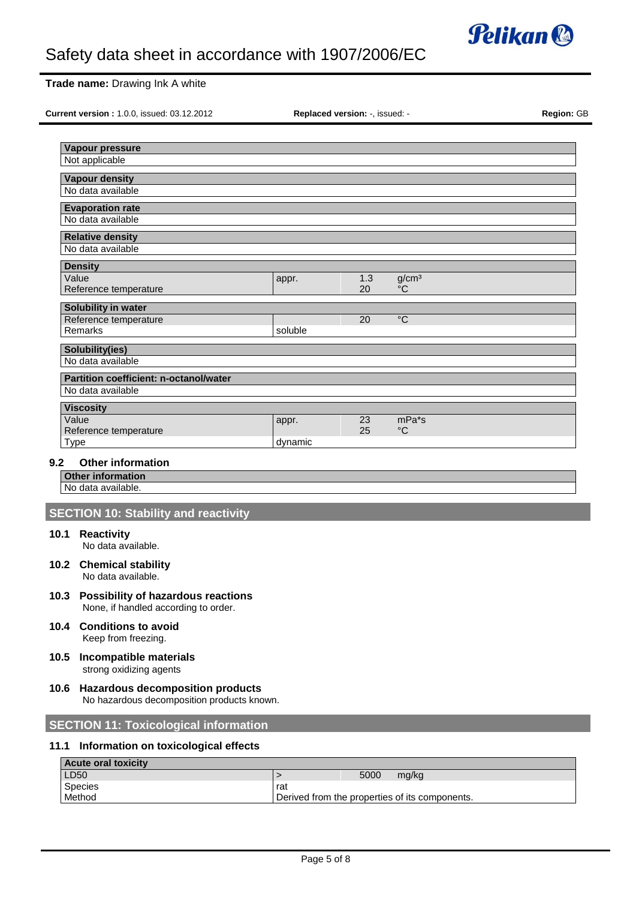| Vapour pressure | | | |
|---|---|---|---|
| Not applicable | | | |

| Vapour density | | | |
|---|---|---|---|
| No data available | | | |

| Evaporation rate | | | |
|---|---|---|---|
| No data available | | | |

| Relative density | | | |
|---|---|---|---|
| No data available | | | |

| Density | | | |
|---|---|---|---|
| Value | appr. | 1.3 | g/cm³ |
| Reference temperature | | 20 | °C |

| Solubility in water | | | |
|---|---|---|---|
| Reference temperature | | 20 | °C |
| Remarks | soluble | | |

| Solubility(ies) | | | |
|---|---|---|---|
| No data available | | | |

| Partition coefficient: n-octanol/water | | | |
|---|---|---|---|
| No data available | | | |

| Viscosity | | | |
|---|---|---|---|
| Value | appr. | 23 | mPa*s |
| Reference temperature | | 25 | °C |
| Type | dynamic | | |

### 9.2 Other information

| Other information |
|---|
| No data available. |

## SECTION 10: Stability and reactivity

### 10.1 Reactivity
No data available.

### 10.2 Chemical stability
No data available.

### 10.3 Possibility of hazardous reactions
None, if handled according to order.

### 10.4 Conditions to avoid
Keep from freezing.

### 10.5 Incompatible materials
strong oxidizing agents

### 10.6 Hazardous decomposition products
No hazardous decomposition products known.

## SECTION 11: Toxicological information

### 11.1 Information on toxicological effects

| Acute oral toxicity | | | |
|---|---|---|---|
| LD50 | > | 5000 | mg/kg |
| Species | rat | | |
| Method | Derived from the properties of its components. | | |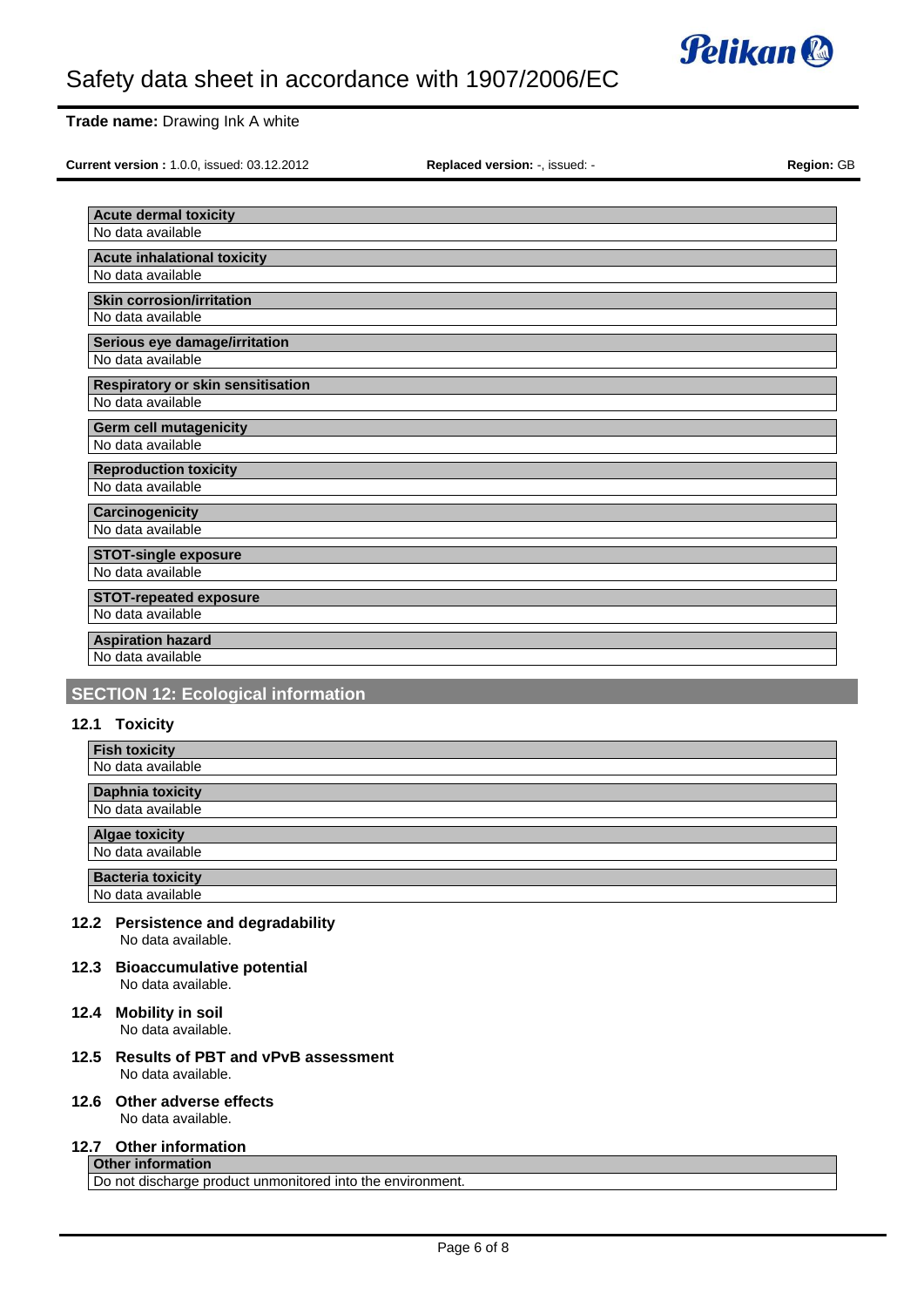| Acute dermal toxicity |
| --- |
| No data available |

| Acute inhalational toxicity |
| --- |
| No data available |

| Skin corrosion/irritation |
| --- |
| No data available |

| Serious eye damage/irritation |
| --- |
| No data available |

| Respiratory or skin sensitisation |
| --- |
| No data available |

| Germ cell mutagenicity |
| --- |
| No data available |

| Reproduction toxicity |
| --- |
| No data available |

| Carcinogenicity |
| --- |
| No data available |

| STOT-single exposure |
| --- |
| No data available |

| STOT-repeated exposure |
| --- |
| No data available |

| Aspiration hazard |
| --- |
| No data available |

## SECTION 12: Ecological information

### 12.1 Toxicity

| Fish toxicity |
| --- |
| No data available |

| Daphnia toxicity |
| --- |
| No data available |

| Algae toxicity |
| --- |
| No data available |

| Bacteria toxicity |
| --- |
| No data available |

### 12.2 Persistence and degradability

No data available.

### 12.3 Bioaccumulative potential

No data available.

### 12.4 Mobility in soil

No data available.

### 12.5 Results of PBT and vPvB assessment

No data available.

### 12.6 Other adverse effects

No data available.

### 12.7 Other information

| Other information |
| --- |
| Do not discharge product unmonitored into the environment. |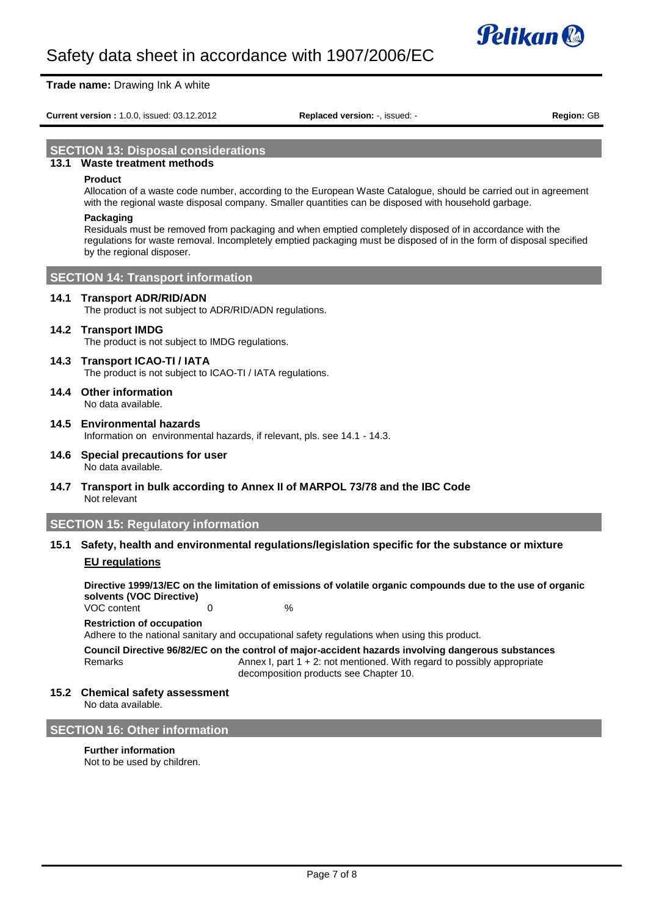## SECTION 13: Disposal considerations

### 13.1 Waste treatment methods

**Product**

Allocation of a waste code number, according to the European Waste Catalogue, should be carried out in agreement with the regional waste disposal company. Smaller quantities can be disposed with household garbage.

**Packaging**

Residuals must be removed from packaging and when emptied completely disposed of in accordance with the regulations for waste removal. Incompletely emptied packaging must be disposed of in the form of disposal specified by the regional disposer.

## SECTION 14: Transport information

### 14.1 Transport ADR/RID/ADN

The product is not subject to ADR/RID/ADN regulations.

### 14.2 Transport IMDG

The product is not subject to IMDG regulations.

### 14.3 Transport ICAO-TI / IATA

The product is not subject to ICAO-TI / IATA regulations.

### 14.4 Other information

No data available.

### 14.5 Environmental hazards

Information on environmental hazards, if relevant, pls. see 14.1 - 14.3.

### 14.6 Special precautions for user

No data available.

### 14.7 Transport in bulk according to Annex II of MARPOL 73/78 and the IBC Code

Not relevant

## SECTION 15: Regulatory information

### 15.1 Safety, health and environmental regulations/legislation specific for the substance or mixture

**EU regulations**

**Directive 1999/13/EC on the limitation of emissions of volatile organic compounds due to the use of organic solvents (VOC Directive)**

| VOC content | 0 | % |
|---|---|---|

**Restriction of occupation**

Adhere to the national sanitary and occupational safety regulations when using this product.

**Council Directive 96/82/EC on the control of major-accident hazards involving dangerous substances**

| Remarks | Annex I, part 1 + 2: not mentioned. With regard to possibly appropriate decomposition products see Chapter 10. |
|---|---|

### 15.2 Chemical safety assessment

No data available.

## SECTION 16: Other information

**Further information**

Not to be used by children.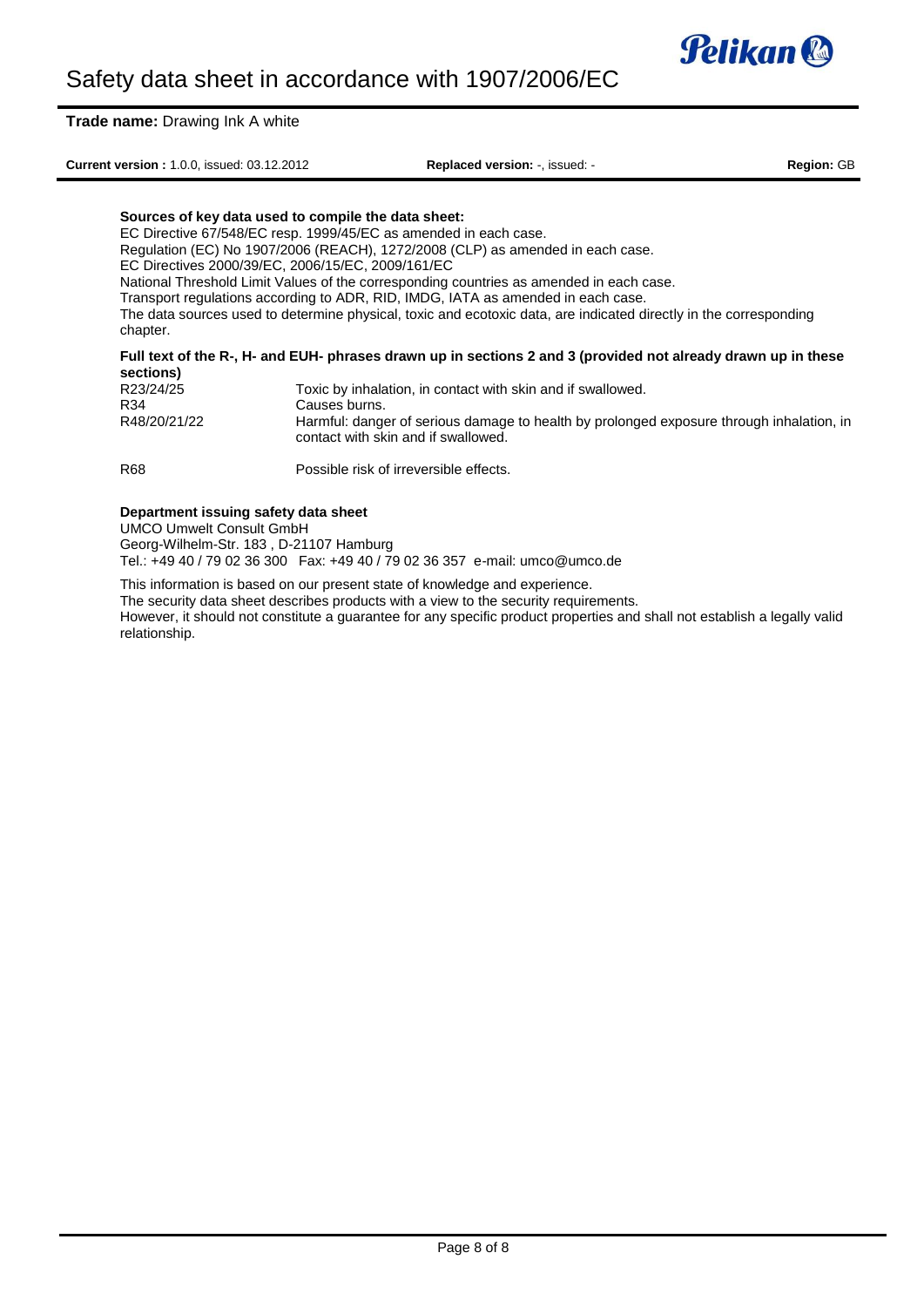**Sources of key data used to compile the data sheet:**

EC Directive 67/548/EC resp. 1999/45/EC as amended in each case.
Regulation (EC) No 1907/2006 (REACH), 1272/2008 (CLP) as amended in each case.
EC Directives 2000/39/EC, 2006/15/EC, 2009/161/EC
National Threshold Limit Values of the corresponding countries as amended in each case.
Transport regulations according to ADR, RID, IMDG, IATA as amended in each case.
The data sources used to determine physical, toxic and ecotoxic data, are indicated directly in the corresponding chapter.

**Full text of the R-, H- and EUH- phrases drawn up in sections 2 and 3 (provided not already drawn up in these sections)**

| | |
|---|---|
| R23/24/25 | Toxic by inhalation, in contact with skin and if swallowed. |
| R34 | Causes burns. |
| R48/20/21/22 | Harmful: danger of serious damage to health by prolonged exposure through inhalation, in contact with skin and if swallowed. |
| R68 | Possible risk of irreversible effects. |

**Department issuing safety data sheet**

UMCO Umwelt Consult GmbH
Georg-Wilhelm-Str. 183 , D-21107 Hamburg
Tel.: +49 40 / 79 02 36 300 Fax: +49 40 / 79 02 36 357 e-mail: umco@umco.de

This information is based on our present state of knowledge and experience.
The security data sheet describes products with a view to the security requirements.
However, it should not constitute a guarantee for any specific product properties and shall not establish a legally valid relationship.